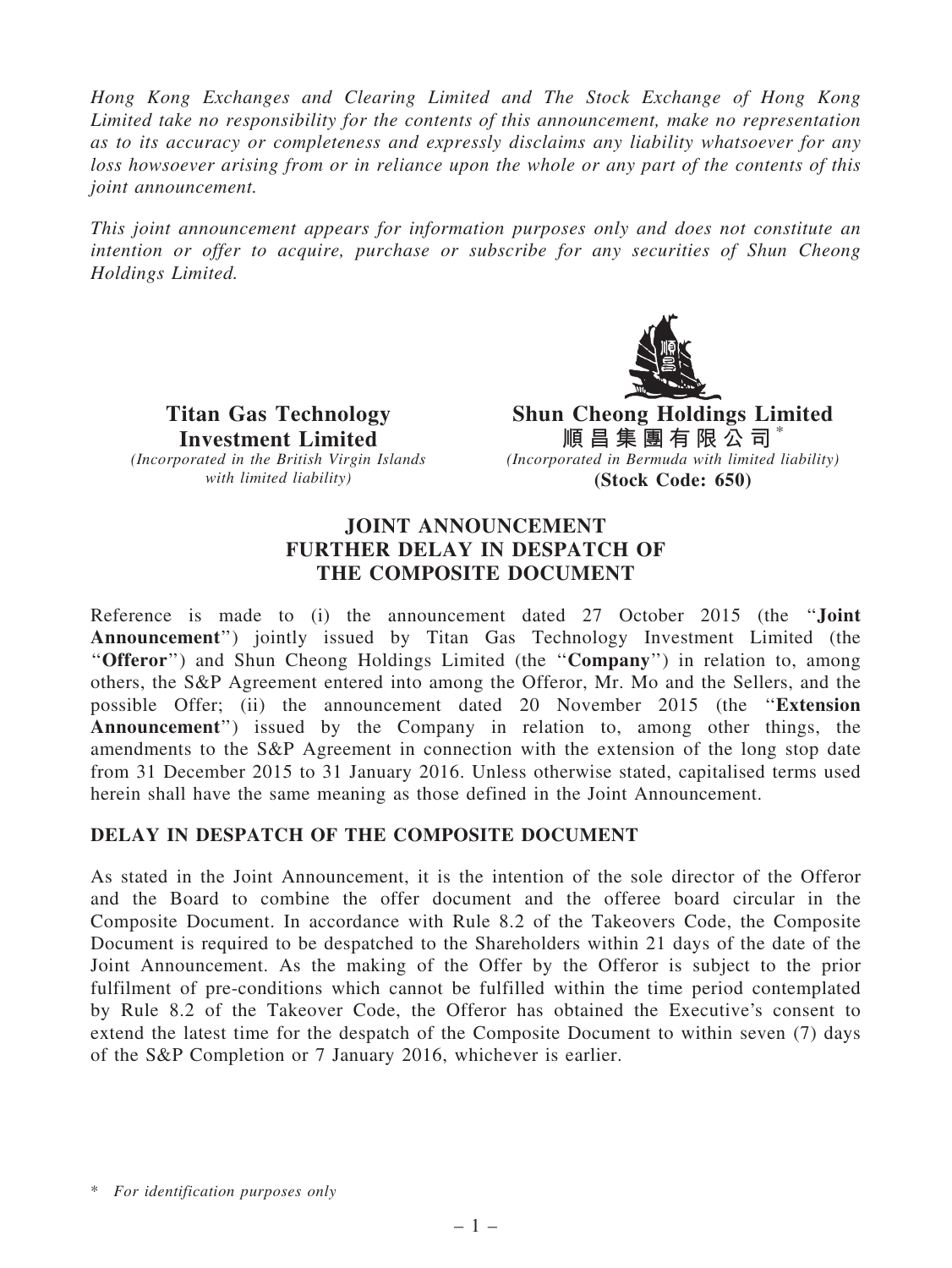*Hong Kong Exchanges and Clearing Limited and The Stock Exchange of Hong Kong Limited take no responsibility for the contents of this announcement, make no representation as to its accuracy or completeness and expressly disclaims any liability whatsoever for any loss howsoever arising from or in reliance upon the whole or any part of the contents of this joint announcement.*

*This joint announcement appears for information purposes only and does not constitute an intention or offer to acquire, purchase or subscribe for any securities of Shun Cheong Holdings Limited.*

**Titan Gas Technology Investment Limited**
*(Incorporated in the British Virgin Islands with limited liability)*

**Shun Cheong Holdings Limited**
**順昌集團有限公司*** 
*(Incorporated in Bermuda with limited liability)*
**(Stock Code: 650)**

# JOINT ANNOUNCEMENT
# FURTHER DELAY IN DESPATCH OF THE COMPOSITE DOCUMENT

Reference is made to (i) the announcement dated 27 October 2015 (the "**Joint Announcement**") jointly issued by Titan Gas Technology Investment Limited (the "**Offeror**") and Shun Cheong Holdings Limited (the "**Company**") in relation to, among others, the S&P Agreement entered into among the Offeror, Mr. Mo and the Sellers, and the possible Offer; (ii) the announcement dated 20 November 2015 (the "**Extension Announcement**") issued by the Company in relation to, among other things, the amendments to the S&P Agreement in connection with the extension of the long stop date from 31 December 2015 to 31 January 2016. Unless otherwise stated, capitalised terms used herein shall have the same meaning as those defined in the Joint Announcement.

## DELAY IN DESPATCH OF THE COMPOSITE DOCUMENT

As stated in the Joint Announcement, it is the intention of the sole director of the Offeror and the Board to combine the offer document and the offeree board circular in the Composite Document. In accordance with Rule 8.2 of the Takeovers Code, the Composite Document is required to be despatched to the Shareholders within 21 days of the date of the Joint Announcement. As the making of the Offer by the Offeror is subject to the prior fulfilment of pre-conditions which cannot be fulfilled within the time period contemplated by Rule 8.2 of the Takeover Code, the Offeror has obtained the Executive's consent to extend the latest time for the despatch of the Composite Document to within seven (7) days of the S&P Completion or 7 January 2016, whichever is earlier.

\* *For identification purposes only*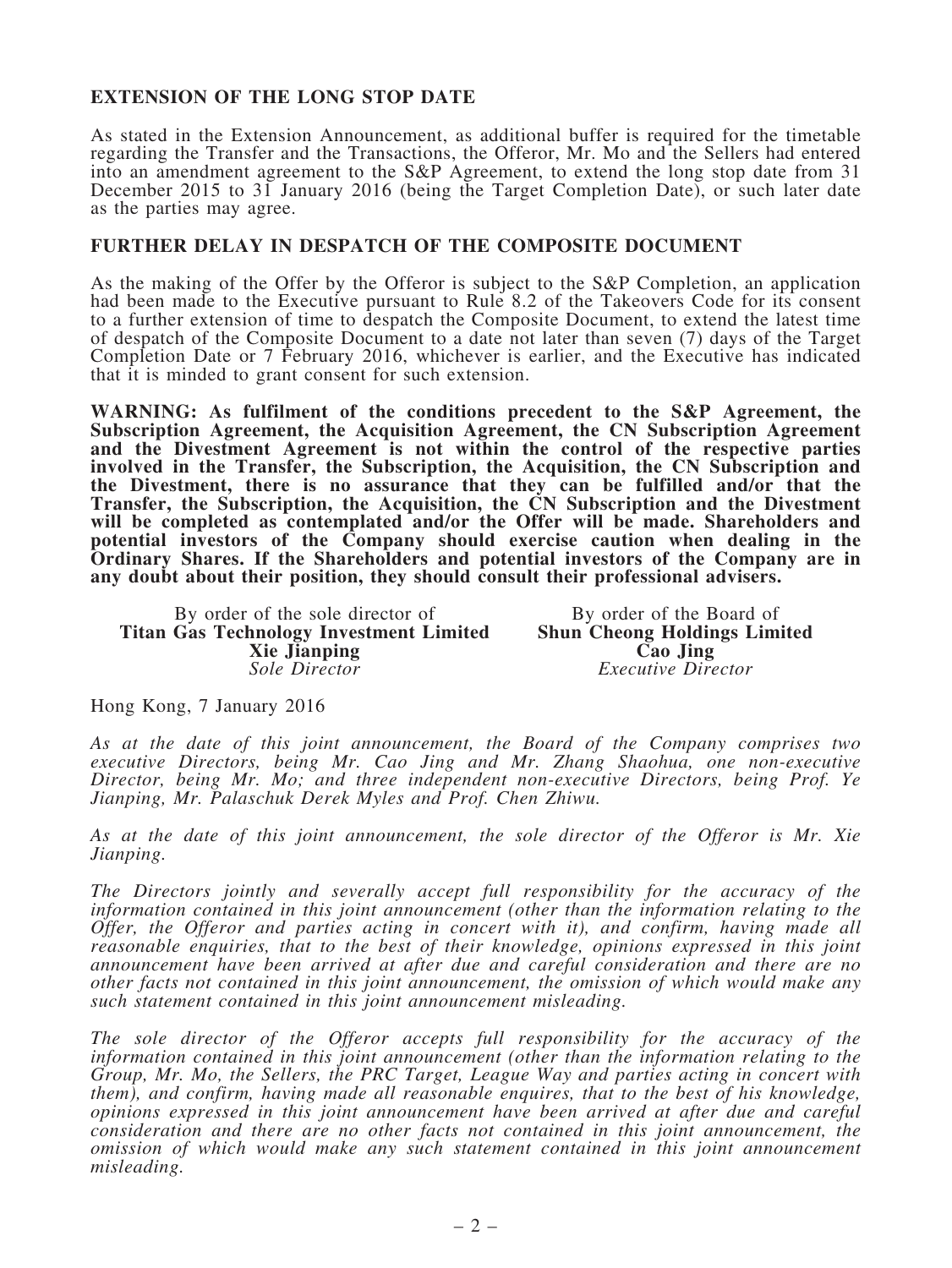## EXTENSION OF THE LONG STOP DATE

As stated in the Extension Announcement, as additional buffer is required for the timetable regarding the Transfer and the Transactions, the Offeror, Mr. Mo and the Sellers had entered into an amendment agreement to the S&P Agreement, to extend the long stop date from 31 December 2015 to 31 January 2016 (being the Target Completion Date), or such later date as the parties may agree.

## FURTHER DELAY IN DESPATCH OF THE COMPOSITE DOCUMENT

As the making of the Offer by the Offeror is subject to the S&P Completion, an application had been made to the Executive pursuant to Rule 8.2 of the Takeovers Code for its consent to a further extension of time to despatch the Composite Document, to extend the latest time of despatch of the Composite Document to a date not later than seven (7) days of the Target Completion Date or 7 February 2016, whichever is earlier, and the Executive has indicated that it is minded to grant consent for such extension.

**WARNING: As fulfilment of the conditions precedent to the S&P Agreement, the Subscription Agreement, the Acquisition Agreement, the CN Subscription Agreement and the Divestment Agreement is not within the control of the respective parties involved in the Transfer, the Subscription, the Acquisition, the CN Subscription and the Divestment, there is no assurance that they can be fulfilled and/or that the Transfer, the Subscription, the Acquisition, the CN Subscription and the Divestment will be completed as contemplated and/or the Offer will be made. Shareholders and potential investors of the Company should exercise caution when dealing in the Ordinary Shares. If the Shareholders and potential investors of the Company are in any doubt about their position, they should consult their professional advisers.**

By order of the sole director of
**Titan Gas Technology Investment Limited**
**Xie Jianping**
*Sole Director*

By order of the Board of
**Shun Cheong Holdings Limited**
**Cao Jing**
*Executive Director*

Hong Kong, 7 January 2016

*As at the date of this joint announcement, the Board of the Company comprises two executive Directors, being Mr. Cao Jing and Mr. Zhang Shaohua, one non-executive Director, being Mr. Mo; and three independent non-executive Directors, being Prof. Ye Jianping, Mr. Palaschuk Derek Myles and Prof. Chen Zhiwu.*

*As at the date of this joint announcement, the sole director of the Offeror is Mr. Xie Jianping.*

*The Directors jointly and severally accept full responsibility for the accuracy of the information contained in this joint announcement (other than the information relating to the Offer, the Offeror and parties acting in concert with it), and confirm, having made all reasonable enquiries, that to the best of their knowledge, opinions expressed in this joint announcement have been arrived at after due and careful consideration and there are no other facts not contained in this joint announcement, the omission of which would make any such statement contained in this joint announcement misleading.*

*The sole director of the Offeror accepts full responsibility for the accuracy of the information contained in this joint announcement (other than the information relating to the Group, Mr. Mo, the Sellers, the PRC Target, League Way and parties acting in concert with them), and confirm, having made all reasonable enquires, that to the best of his knowledge, opinions expressed in this joint announcement have been arrived at after due and careful consideration and there are no other facts not contained in this joint announcement, the omission of which would make any such statement contained in this joint announcement misleading.*